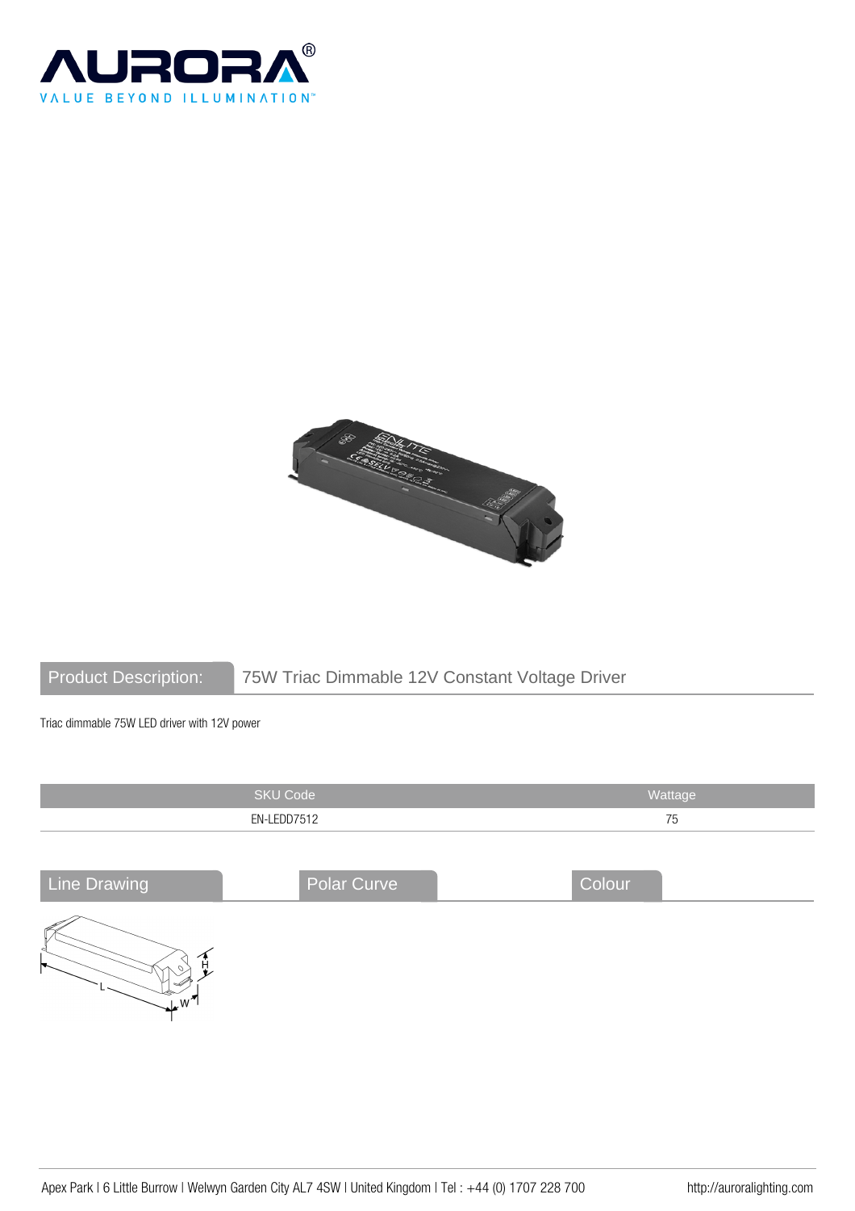AURORA®

VALUE BEYOND ILLUMINATION™

## Product Description: 75W Triac Dimmable 12V Constant Voltage Driver

Triac dimmable 75W LED driver with 12V power

| SKU Code | Wattage |
| --- | --- |
| EN-LEDD7512 | 75 |

## Line Drawing

L W H

## Polar Curve

## Colour

Apex Park | 6 Little Burrow | Welwyn Garden City AL7 4SW | United Kingdom | Tel : +44 (0) 1707 228 700 http://auroralighting.com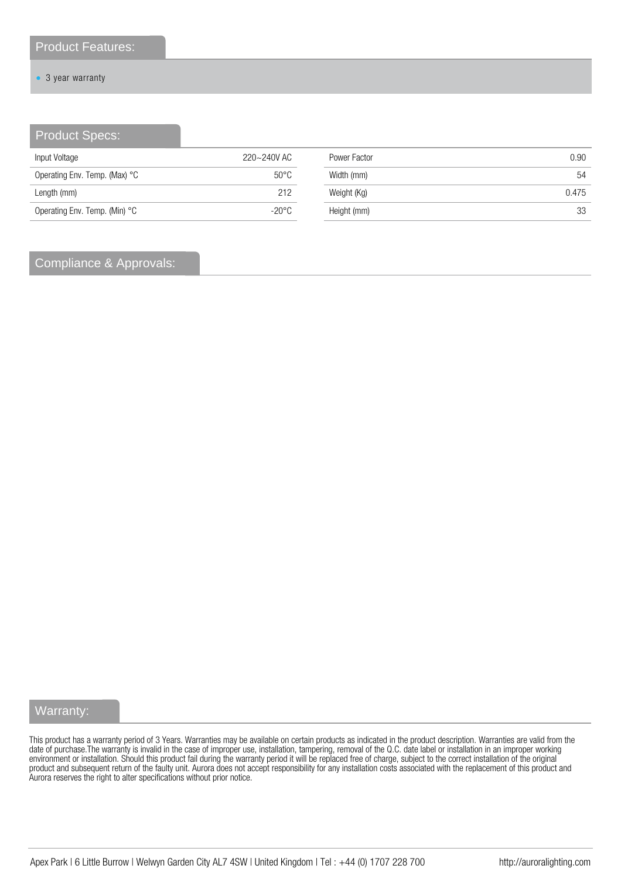## Product Features:

- 3 year warranty

## Product Specs:

| | |
|---|---|
| Input Voltage | 220~240V AC |
| Operating Env. Temp. (Max) °C | 50°C |
| Length (mm) | 212 |
| Operating Env. Temp. (Min) °C | -20°C |
| Power Factor | 0.90 |
| Width (mm) | 54 |
| Weight (Kg) | 0.475 |
| Height (mm) | 33 |

## Compliance & Approvals:

## Warranty:

This product has a warranty period of 3 Years. Warranties may be available on certain products as indicated in the product description. Warranties are valid from the date of purchase.The warranty is invalid in the case of improper use, installation, tampering, removal of the Q.C. date label or installation in an improper working environment or installation. Should this product fail during the warranty period it will be replaced free of charge, subject to the correct installation of the original product and subsequent return of the faulty unit. Aurora does not accept responsibility for any installation costs associated with the replacement of this product and Aurora reserves the right to alter specifications without prior notice.

Apex Park | 6 Little Burrow | Welwyn Garden City AL7 4SW | United Kingdom | Tel : +44 (0) 1707 228 700 http://auroralighting.com